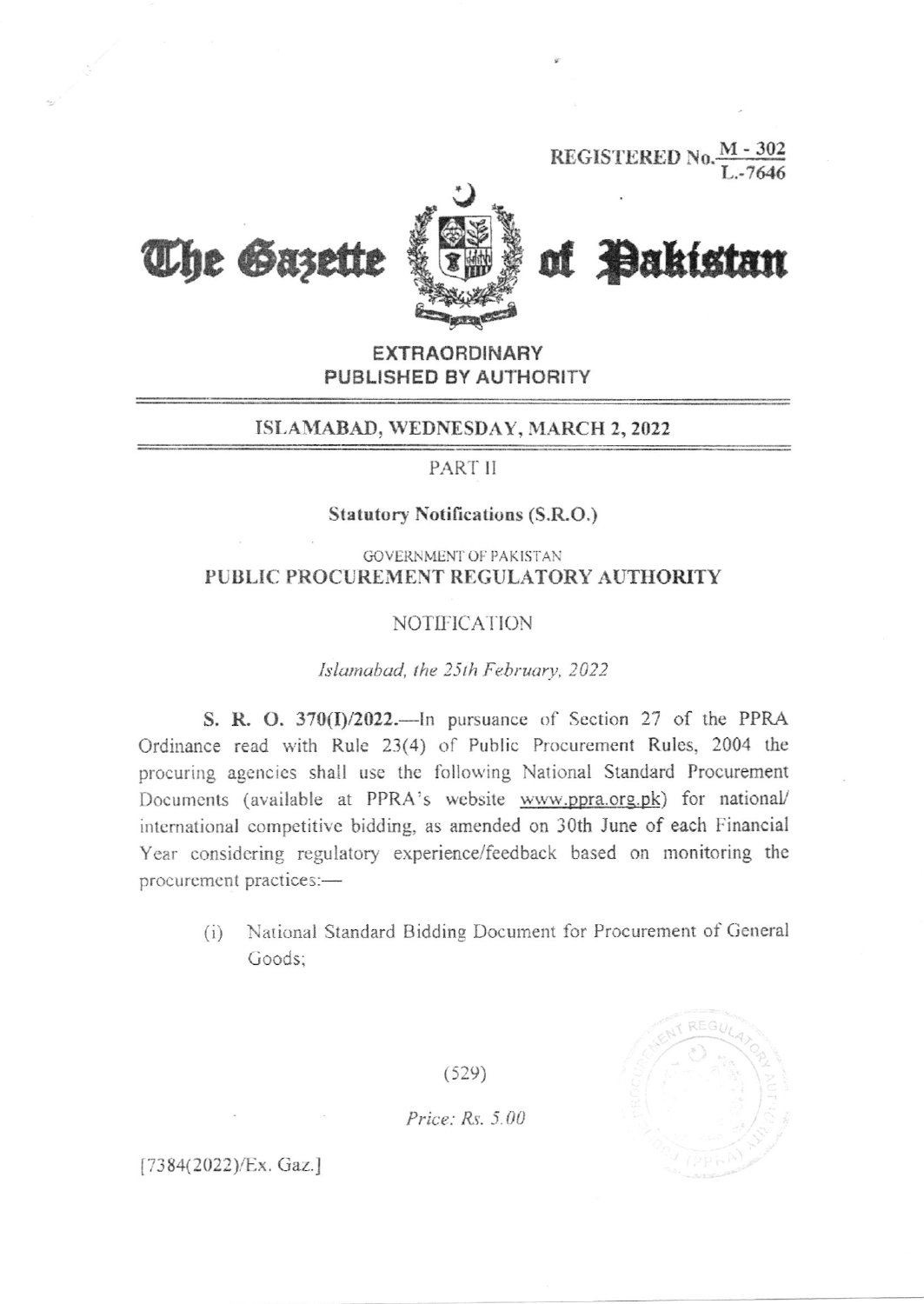REGISTERED No. M - 302 / L.-7646

# The Gazette of Pakistan

**EXTRAORDINARY**
**PUBLISHED BY AUTHORITY**

**ISLAMABAD, WEDNESDAY, MARCH 2, 2022**

PART II

**Statutory Notifications (S.R.O.)**

GOVERNMENT OF PAKISTAN
**PUBLIC PROCUREMENT REGULATORY AUTHORITY**

NOTIFICATION

*Islamabad, the 25th February, 2022*

**S. R. O. 370(I)/2022.**—In pursuance of Section 27 of the PPRA Ordinance read with Rule 23(4) of Public Procurement Rules, 2004 the procuring agencies shall use the following National Standard Procurement Documents (available at PPRA's website www.ppra.org.pk) for national/ international competitive bidding, as amended on 30th June of each Financial Year considering regulatory experience/feedback based on monitoring the procurement practices:—

(i) National Standard Bidding Document for Procurement of General Goods;

(529)

*Price: Rs. 5.00*

[7384(2022)/Ex. Gaz.]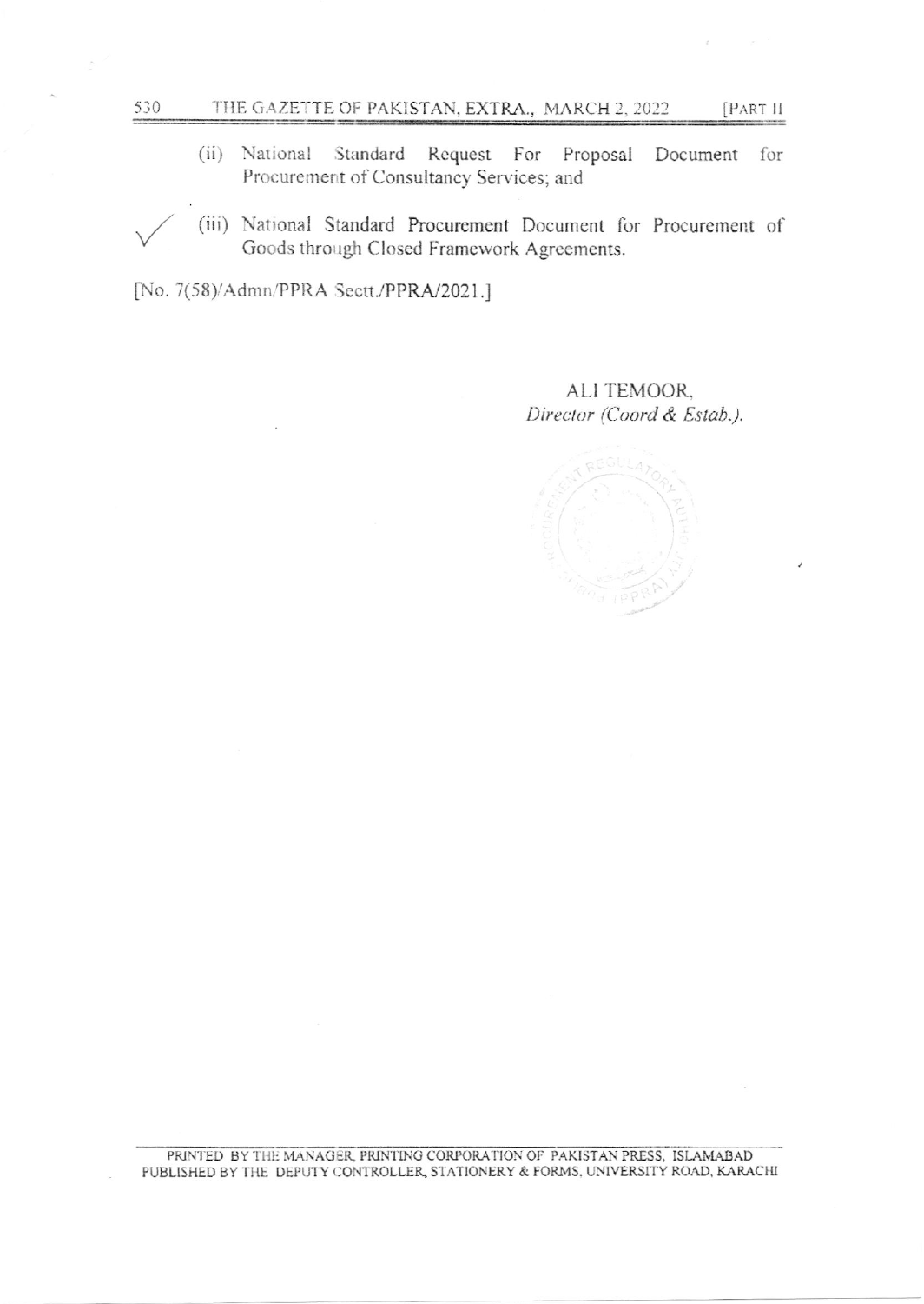(ii) National Standard Request For Proposal Document for Procurement of Consultancy Services; and

(iii) National Standard Procurement Document for Procurement of Goods through Closed Framework Agreements.

[No. 7(58)/Admn/PPRA Sectt./PPRA/2021.]

ALI TEMOOR,
*Director (Coord & Estab.).*

PRINTED BY THE MANAGER, PRINTING CORPORATION OF PAKISTAN PRESS, ISLAMABAD
PUBLISHED BY THE DEPUTY CONTROLLER, STATIONERY & FORMS, UNIVERSITY ROAD, KARACHI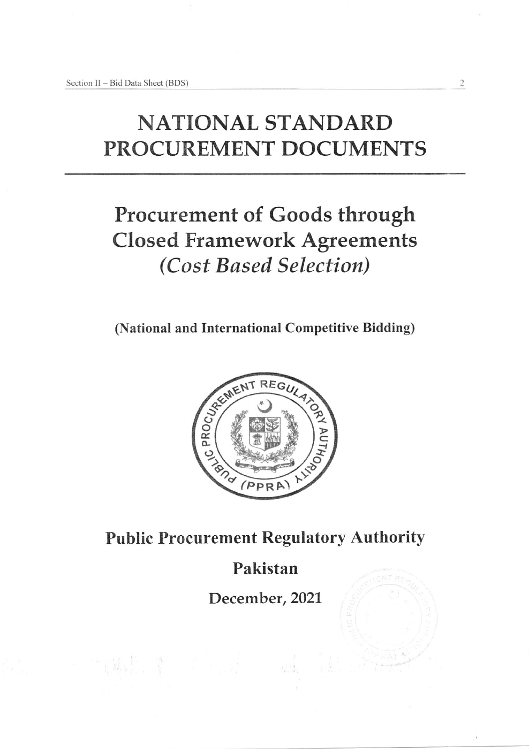# NATIONAL STANDARD PROCUREMENT DOCUMENTS

## Procurement of Goods through Closed Framework Agreements
## *(Cost Based Selection)*

**(National and International Competitive Bidding)**

**Public Procurement Regulatory Authority**

**Pakistan**

**December, 2021**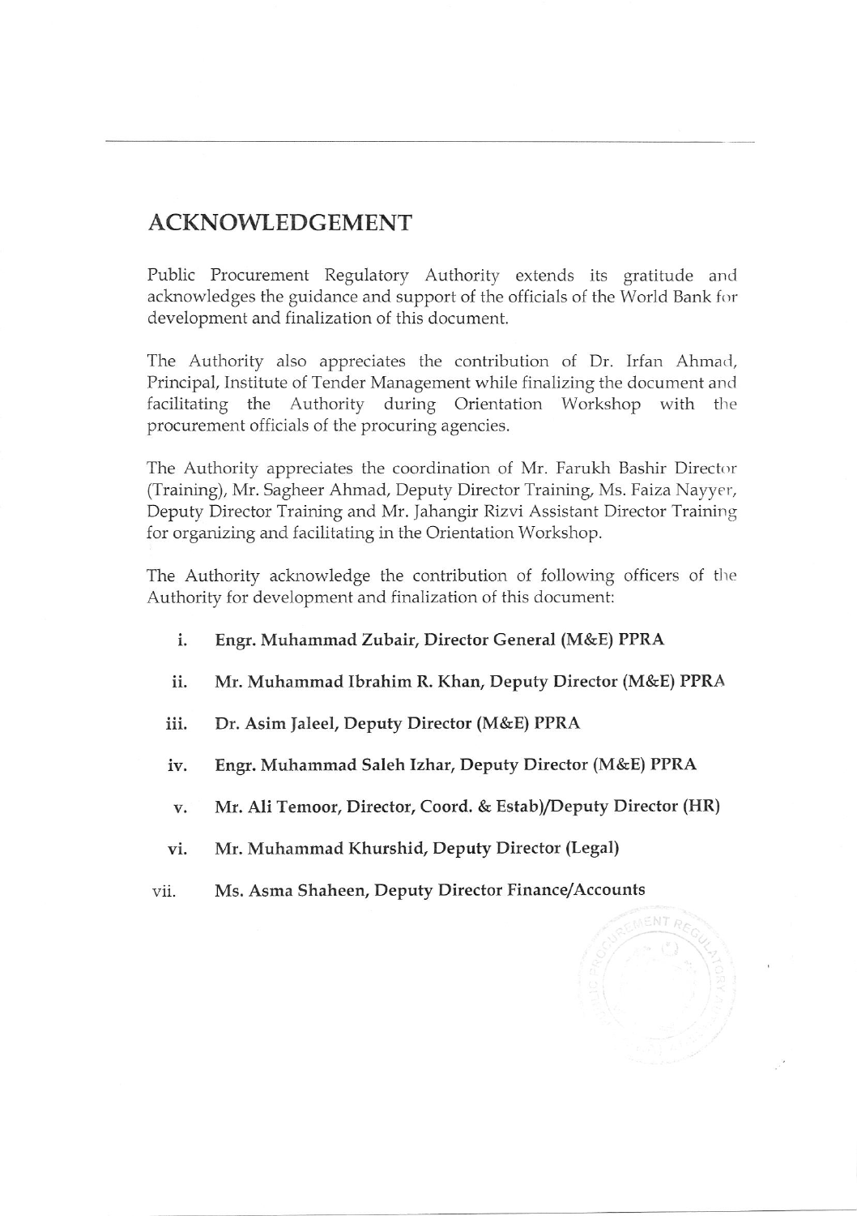## ACKNOWLEDGEMENT

Public Procurement Regulatory Authority extends its gratitude and acknowledges the guidance and support of the officials of the World Bank for development and finalization of this document.

The Authority also appreciates the contribution of Dr. Irfan Ahmad, Principal, Institute of Tender Management while finalizing the document and facilitating the Authority during Orientation Workshop with the procurement officials of the procuring agencies.

The Authority appreciates the coordination of Mr. Farukh Bashir Director (Training), Mr. Sagheer Ahmad, Deputy Director Training, Ms. Faiza Nayyer, Deputy Director Training and Mr. Jahangir Rizvi Assistant Director Training for organizing and facilitating in the Orientation Workshop.

The Authority acknowledge the contribution of following officers of the Authority for development and finalization of this document:

i. **Engr. Muhammad Zubair, Director General (M&E) PPRA**

ii. **Mr. Muhammad Ibrahim R. Khan, Deputy Director (M&E) PPRA**

iii. **Dr. Asim Jaleel, Deputy Director (M&E) PPRA**

iv. **Engr. Muhammad Saleh Izhar, Deputy Director (M&E) PPRA**

v. **Mr. Ali Temoor, Director, Coord. & Estab)/Deputy Director (HR)**

vi. **Mr. Muhammad Khurshid, Deputy Director (Legal)**

vii. **Ms. Asma Shaheen, Deputy Director Finance/Accounts**